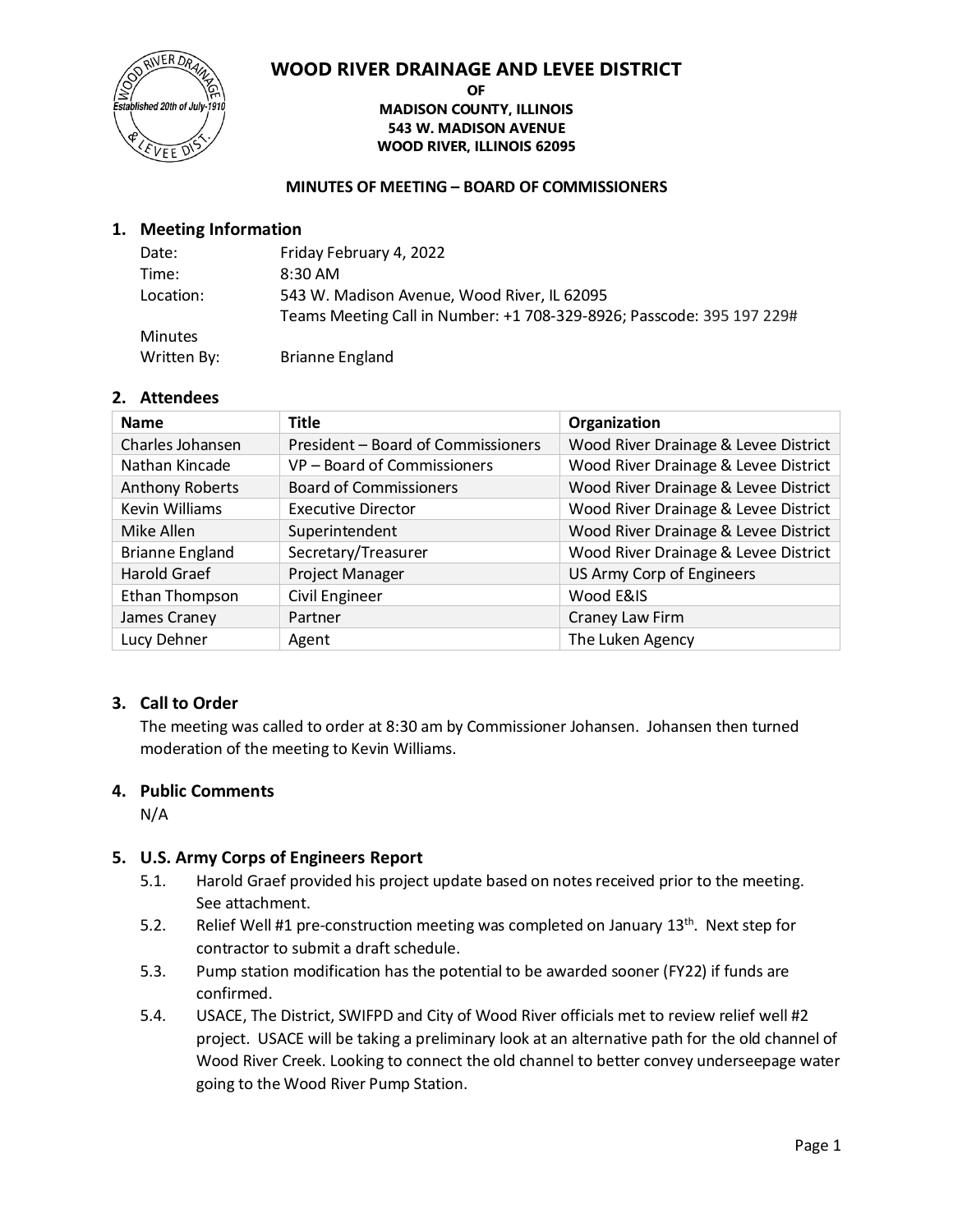# WOOD RIVER DRAINAGE AND LEVEE DISTRICT

**OF**
**MADISON COUNTY, ILLINOIS**
**543 W. MADISON AVENUE**
**WOOD RIVER, ILLINOIS 62095**

**MINUTES OF MEETING – BOARD OF COMMISSIONERS**

## 1. Meeting Information

| | |
|---|---|
| Date: | Friday February 4, 2022 |
| Time: | 8:30 AM |
| Location: | 543 W. Madison Avenue, Wood River, IL 62095<br>Teams Meeting Call in Number: +1 708-329-8926; Passcode: 395 197 229# |
| Minutes Written By: | Brianne England |

## 2. Attendees

| Name | Title | Organization |
|---|---|---|
| Charles Johansen | President – Board of Commissioners | Wood River Drainage & Levee District |
| Nathan Kincade | VP – Board of Commissioners | Wood River Drainage & Levee District |
| Anthony Roberts | Board of Commissioners | Wood River Drainage & Levee District |
| Kevin Williams | Executive Director | Wood River Drainage & Levee District |
| Mike Allen | Superintendent | Wood River Drainage & Levee District |
| Brianne England | Secretary/Treasurer | Wood River Drainage & Levee District |
| Harold Graef | Project Manager | US Army Corp of Engineers |
| Ethan Thompson | Civil Engineer | Wood E&IS |
| James Craney | Partner | Craney Law Firm |
| Lucy Dehner | Agent | The Luken Agency |

## 3. Call to Order

The meeting was called to order at 8:30 am by Commissioner Johansen. Johansen then turned moderation of the meeting to Kevin Williams.

## 4. Public Comments

N/A

## 5. U.S. Army Corps of Engineers Report

5.1. Harold Graef provided his project update based on notes received prior to the meeting. See attachment.

5.2. Relief Well #1 pre-construction meeting was completed on January 13th. Next step for contractor to submit a draft schedule.

5.3. Pump station modification has the potential to be awarded sooner (FY22) if funds are confirmed.

5.4. USACE, The District, SWIFPD and City of Wood River officials met to review relief well #2 project. USACE will be taking a preliminary look at an alternative path for the old channel of Wood River Creek. Looking to connect the old channel to better convey underseepage water going to the Wood River Pump Station.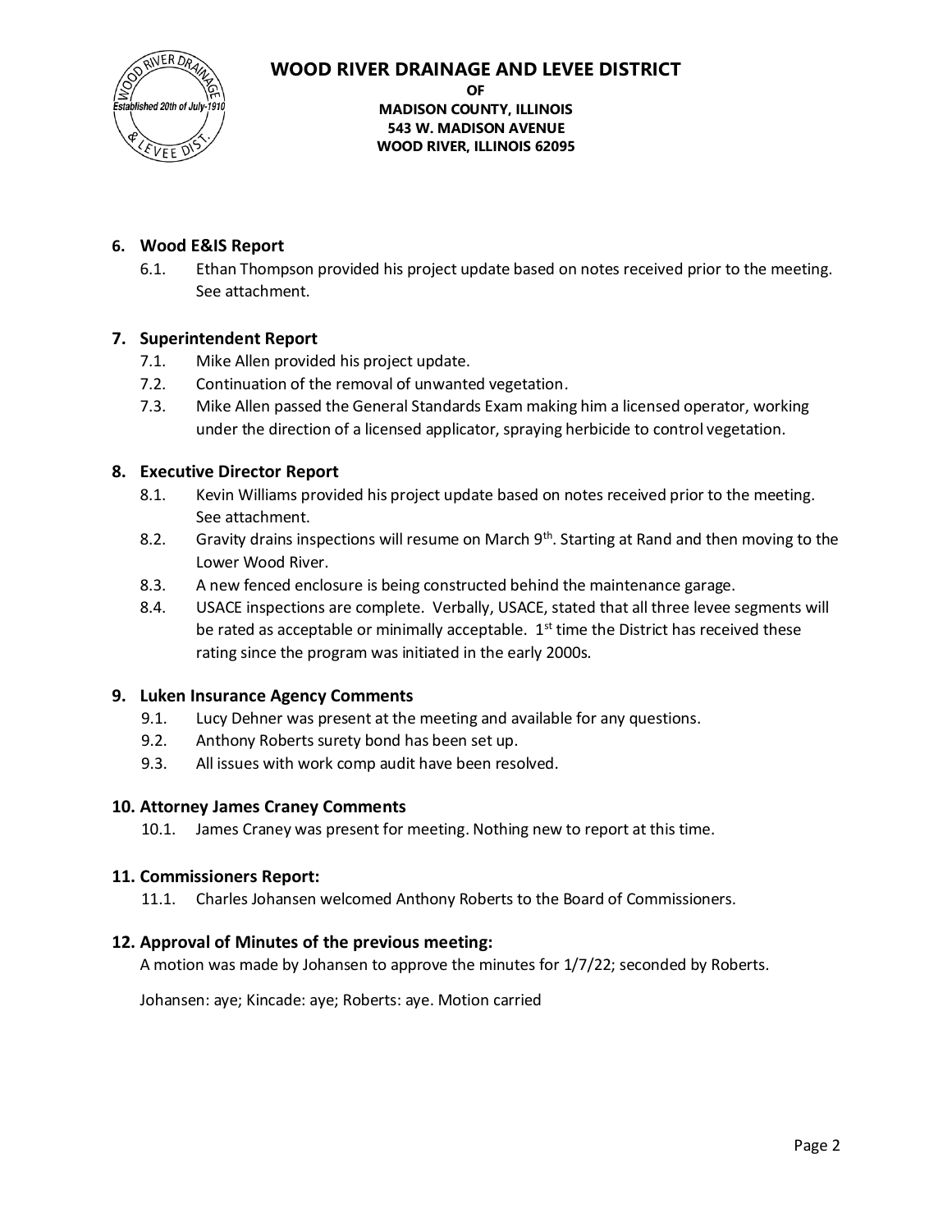## 6. Wood E&IS Report

6.1. Ethan Thompson provided his project update based on notes received prior to the meeting. See attachment.

## 7. Superintendent Report

7.1. Mike Allen provided his project update.

7.2. Continuation of the removal of unwanted vegetation.

7.3. Mike Allen passed the General Standards Exam making him a licensed operator, working under the direction of a licensed applicator, spraying herbicide to control vegetation.

## 8. Executive Director Report

8.1. Kevin Williams provided his project update based on notes received prior to the meeting. See attachment.

8.2. Gravity drains inspections will resume on March 9th. Starting at Rand and then moving to the Lower Wood River.

8.3. A new fenced enclosure is being constructed behind the maintenance garage.

8.4. USACE inspections are complete. Verbally, USACE, stated that all three levee segments will be rated as acceptable or minimally acceptable. 1st time the District has received these rating since the program was initiated in the early 2000s.

## 9. Luken Insurance Agency Comments

9.1. Lucy Dehner was present at the meeting and available for any questions.

9.2. Anthony Roberts surety bond has been set up.

9.3. All issues with work comp audit have been resolved.

## 10. Attorney James Craney Comments

10.1. James Craney was present for meeting. Nothing new to report at this time.

## 11. Commissioners Report:

11.1. Charles Johansen welcomed Anthony Roberts to the Board of Commissioners.

## 12. Approval of Minutes of the previous meeting:

A motion was made by Johansen to approve the minutes for 1/7/22; seconded by Roberts.

Johansen: aye; Kincade: aye; Roberts: aye. Motion carried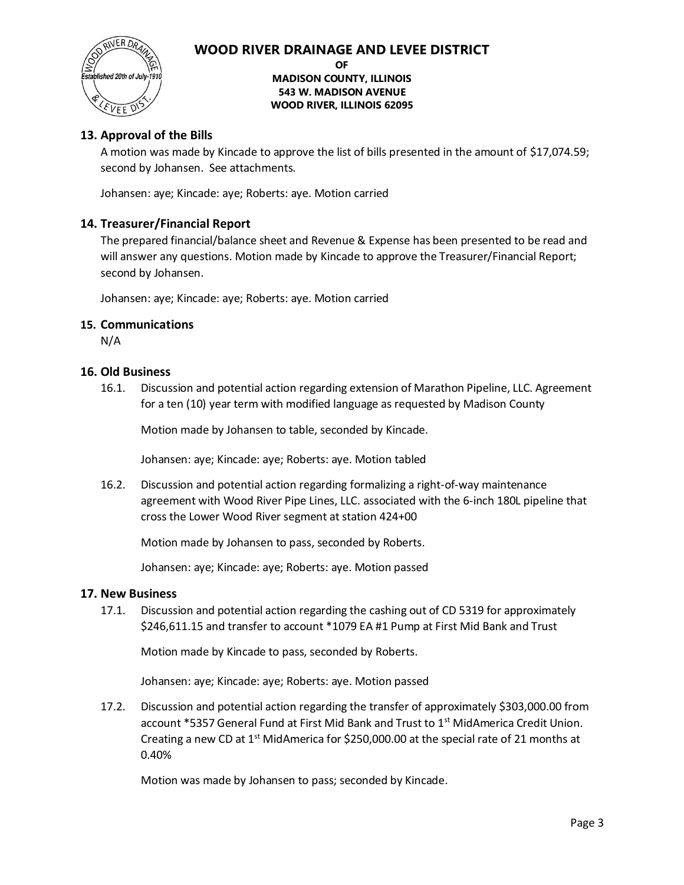## 13. Approval of the Bills

A motion was made by Kincade to approve the list of bills presented in the amount of $17,074.59; second by Johansen. See attachments.

Johansen: aye; Kincade: aye; Roberts: aye. Motion carried

## 14. Treasurer/Financial Report

The prepared financial/balance sheet and Revenue & Expense has been presented to be read and will answer any questions. Motion made by Kincade to approve the Treasurer/Financial Report; second by Johansen.

Johansen: aye; Kincade: aye; Roberts: aye. Motion carried

## 15. Communications

N/A

## 16. Old Business

16.1. Discussion and potential action regarding extension of Marathon Pipeline, LLC. Agreement for a ten (10) year term with modified language as requested by Madison County

Motion made by Johansen to table, seconded by Kincade.

Johansen: aye; Kincade: aye; Roberts: aye. Motion tabled

16.2. Discussion and potential action regarding formalizing a right-of-way maintenance agreement with Wood River Pipe Lines, LLC. associated with the 6-inch 180L pipeline that cross the Lower Wood River segment at station 424+00

Motion made by Johansen to pass, seconded by Roberts.

Johansen: aye; Kincade: aye; Roberts: aye. Motion passed

## 17. New Business

17.1. Discussion and potential action regarding the cashing out of CD 5319 for approximately $246,611.15 and transfer to account *1079 EA #1 Pump at First Mid Bank and Trust

Motion made by Kincade to pass, seconded by Roberts.

Johansen: aye; Kincade: aye; Roberts: aye. Motion passed

17.2. Discussion and potential action regarding the transfer of approximately $303,000.00 from account *5357 General Fund at First Mid Bank and Trust to 1st MidAmerica Credit Union. Creating a new CD at 1st MidAmerica for $250,000.00 at the special rate of 21 months at 0.40%

Motion was made by Johansen to pass; seconded by Kincade.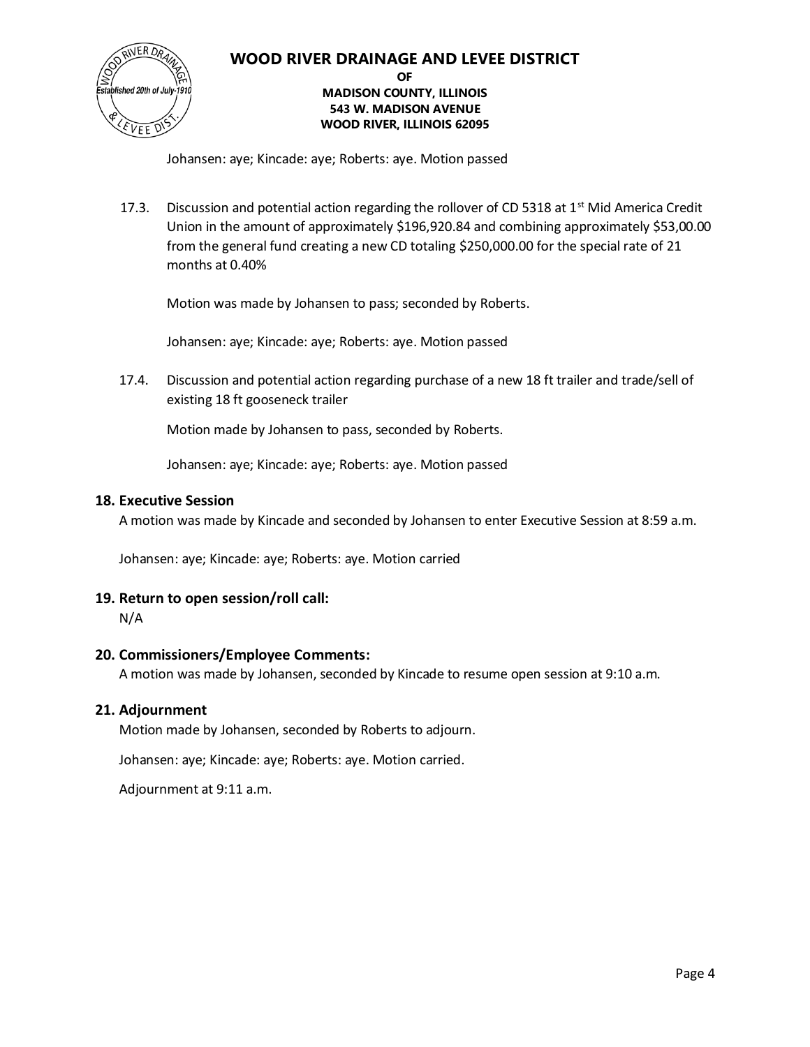Johansen: aye; Kincade: aye; Roberts: aye. Motion passed

17.3. Discussion and potential action regarding the rollover of CD 5318 at 1st Mid America Credit Union in the amount of approximately $196,920.84 and combining approximately $53,00.00 from the general fund creating a new CD totaling $250,000.00 for the special rate of 21 months at 0.40%

Motion was made by Johansen to pass; seconded by Roberts.

Johansen: aye; Kincade: aye; Roberts: aye. Motion passed

17.4. Discussion and potential action regarding purchase of a new 18 ft trailer and trade/sell of existing 18 ft gooseneck trailer

Motion made by Johansen to pass, seconded by Roberts.

Johansen: aye; Kincade: aye; Roberts: aye. Motion passed

## 18. Executive Session

A motion was made by Kincade and seconded by Johansen to enter Executive Session at 8:59 a.m.

Johansen: aye; Kincade: aye; Roberts: aye. Motion carried

## 19. Return to open session/roll call:

N/A

## 20. Commissioners/Employee Comments:

A motion was made by Johansen, seconded by Kincade to resume open session at 9:10 a.m.

## 21. Adjournment

Motion made by Johansen, seconded by Roberts to adjourn.

Johansen: aye; Kincade: aye; Roberts: aye. Motion carried.

Adjournment at 9:11 a.m.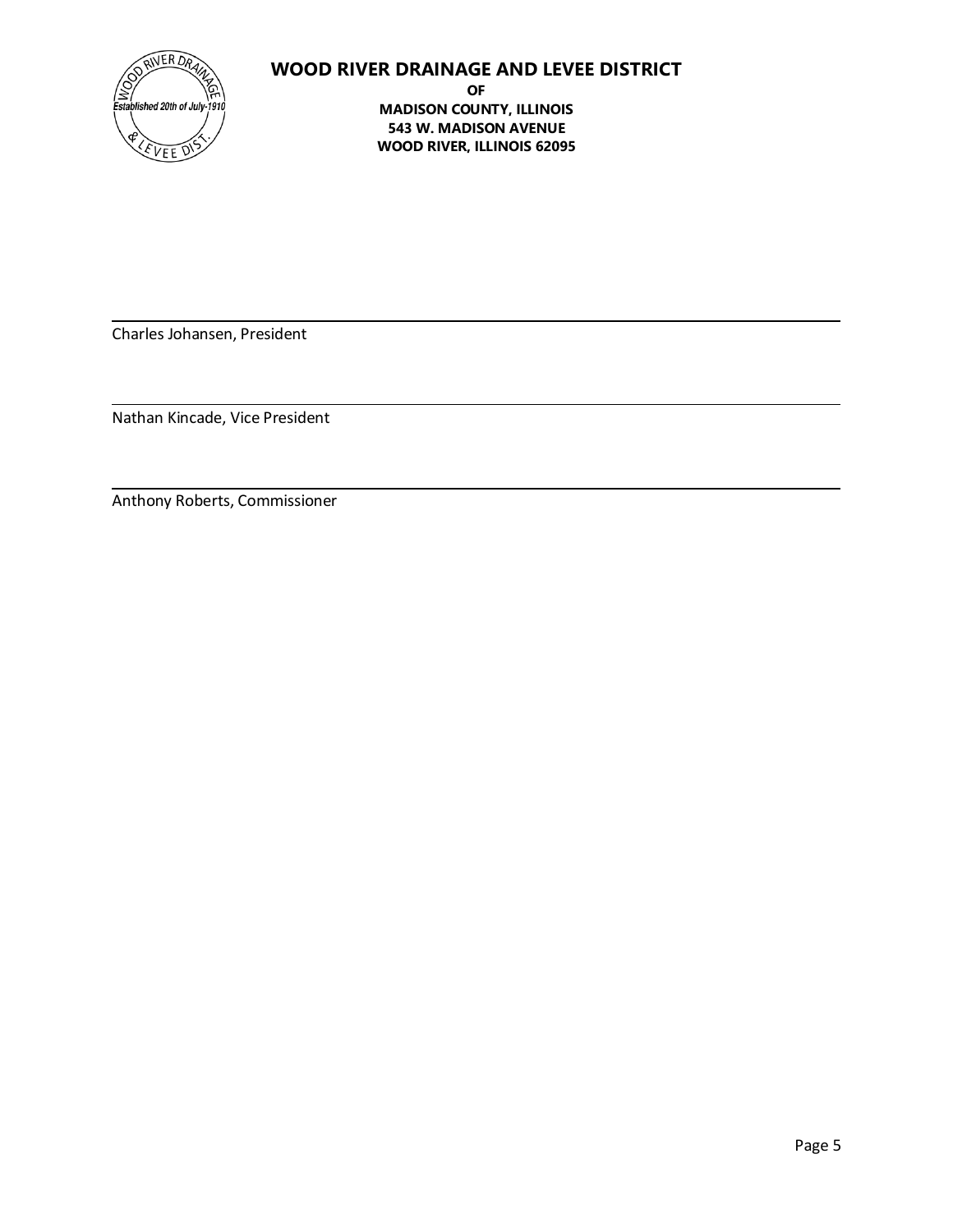**WOOD RIVER DRAINAGE AND LEVEE DISTRICT**
**OF**
**MADISON COUNTY, ILLINOIS**
**543 W. MADISON AVENUE**
**WOOD RIVER, ILLINOIS 62095**

\_\_\_\_\_\_\_\_\_\_\_\_\_\_\_\_\_\_\_\_\_\_\_\_\_\_\_\_\_\_\_\_\_\_\_\_\_\_\_\_
Charles Johansen, President

\_\_\_\_\_\_\_\_\_\_\_\_\_\_\_\_\_\_\_\_\_\_\_\_\_\_\_\_\_\_\_\_\_\_\_\_\_\_\_\_
Nathan Kincade, Vice President

\_\_\_\_\_\_\_\_\_\_\_\_\_\_\_\_\_\_\_\_\_\_\_\_\_\_\_\_\_\_\_\_\_\_\_\_\_\_\_\_
Anthony Roberts, Commissioner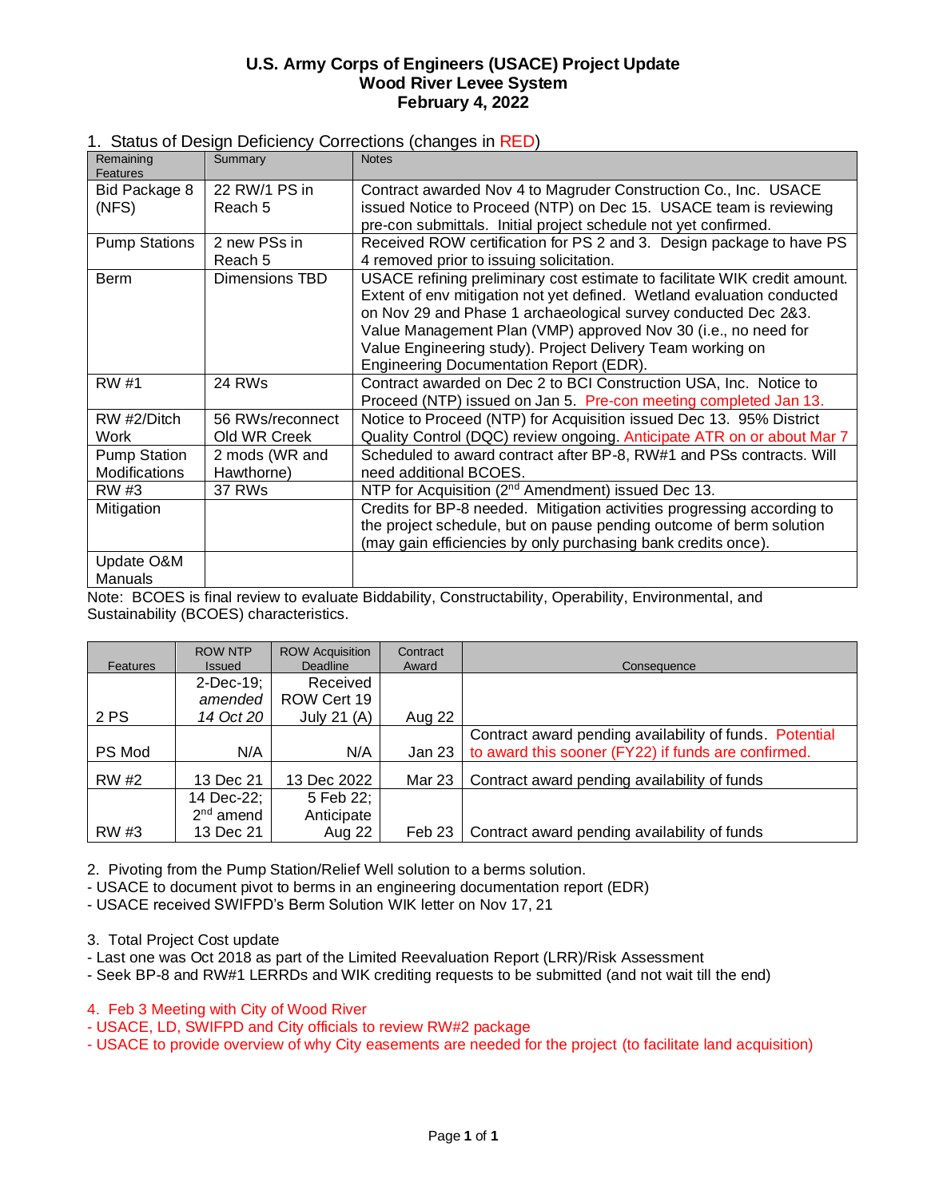# U.S. Army Corps of Engineers (USACE) Project Update
# Wood River Levee System
# February 4, 2022

1. Status of Design Deficiency Corrections (changes in RED)

| Remaining Features | Summary | Notes |
|---|---|---|
| Bid Package 8 (NFS) | 22 RW/1 PS in Reach 5 | Contract awarded Nov 4 to Magruder Construction Co., Inc. USACE issued Notice to Proceed (NTP) on Dec 15. USACE team is reviewing pre-con submittals. Initial project schedule not yet confirmed. |
| Pump Stations | 2 new PSs in Reach 5 | Received ROW certification for PS 2 and 3. Design package to have PS 4 removed prior to issuing solicitation. |
| Berm | Dimensions TBD | USACE refining preliminary cost estimate to facilitate WIK credit amount. Extent of env mitigation not yet defined. Wetland evaluation conducted on Nov 29 and Phase 1 archaeological survey conducted Dec 2&3. Value Management Plan (VMP) approved Nov 30 (i.e., no need for Value Engineering study). Project Delivery Team working on Engineering Documentation Report (EDR). |
| RW #1 | 24 RWs | Contract awarded on Dec 2 to BCI Construction USA, Inc. Notice to Proceed (NTP) issued on Jan 5. Pre-con meeting completed Jan 13. |
| RW #2/Ditch Work | 56 RWs/reconnect Old WR Creek | Notice to Proceed (NTP) for Acquisition issued Dec 13. 95% District Quality Control (DQC) review ongoing. Anticipate ATR on or about Mar 7 |
| Pump Station Modifications | 2 mods (WR and Hawthorne) | Scheduled to award contract after BP-8, RW#1 and PSs contracts. Will need additional BCOES. |
| RW #3 | 37 RWs | NTP for Acquisition (2nd Amendment) issued Dec 13. |
| Mitigation | | Credits for BP-8 needed. Mitigation activities progressing according to the project schedule, but on pause pending outcome of berm solution (may gain efficiencies by only purchasing bank credits once). |
| Update O&M Manuals | | |

Note: BCOES is final review to evaluate Biddability, Constructability, Operability, Environmental, and Sustainability (BCOES) characteristics.

| Features | ROW NTP Issued | ROW Acquisition Deadline | Contract Award | Consequence |
|---|---|---|---|---|
| 2 PS | 2-Dec-19; *amended 14 Oct 20* | Received ROW Cert 19 July 21 (A) | Aug 22 | |
| PS Mod | N/A | N/A | Jan 23 | Contract award pending availability of funds. Potential to award this sooner (FY22) if funds are confirmed. |
| RW #2 | 13 Dec 21 | 13 Dec 2022 | Mar 23 | Contract award pending availability of funds |
| RW #3 | 14 Dec-22; 2nd amend 13 Dec 21 | 5 Feb 22; Anticipate Aug 22 | Feb 23 | Contract award pending availability of funds |

2. Pivoting from the Pump Station/Relief Well solution to a berms solution.
- USACE to document pivot to berms in an engineering documentation report (EDR)
- USACE received SWIFPD's Berm Solution WIK letter on Nov 17, 21

3. Total Project Cost update
- Last one was Oct 2018 as part of the Limited Reevaluation Report (LRR)/Risk Assessment
- Seek BP-8 and RW#1 LERRDs and WIK crediting requests to be submitted (and not wait till the end)

4. Feb 3 Meeting with City of Wood River
- USACE, LD, SWIFPD and City officials to review RW#2 package
- USACE to provide overview of why City easements are needed for the project (to facilitate land acquisition)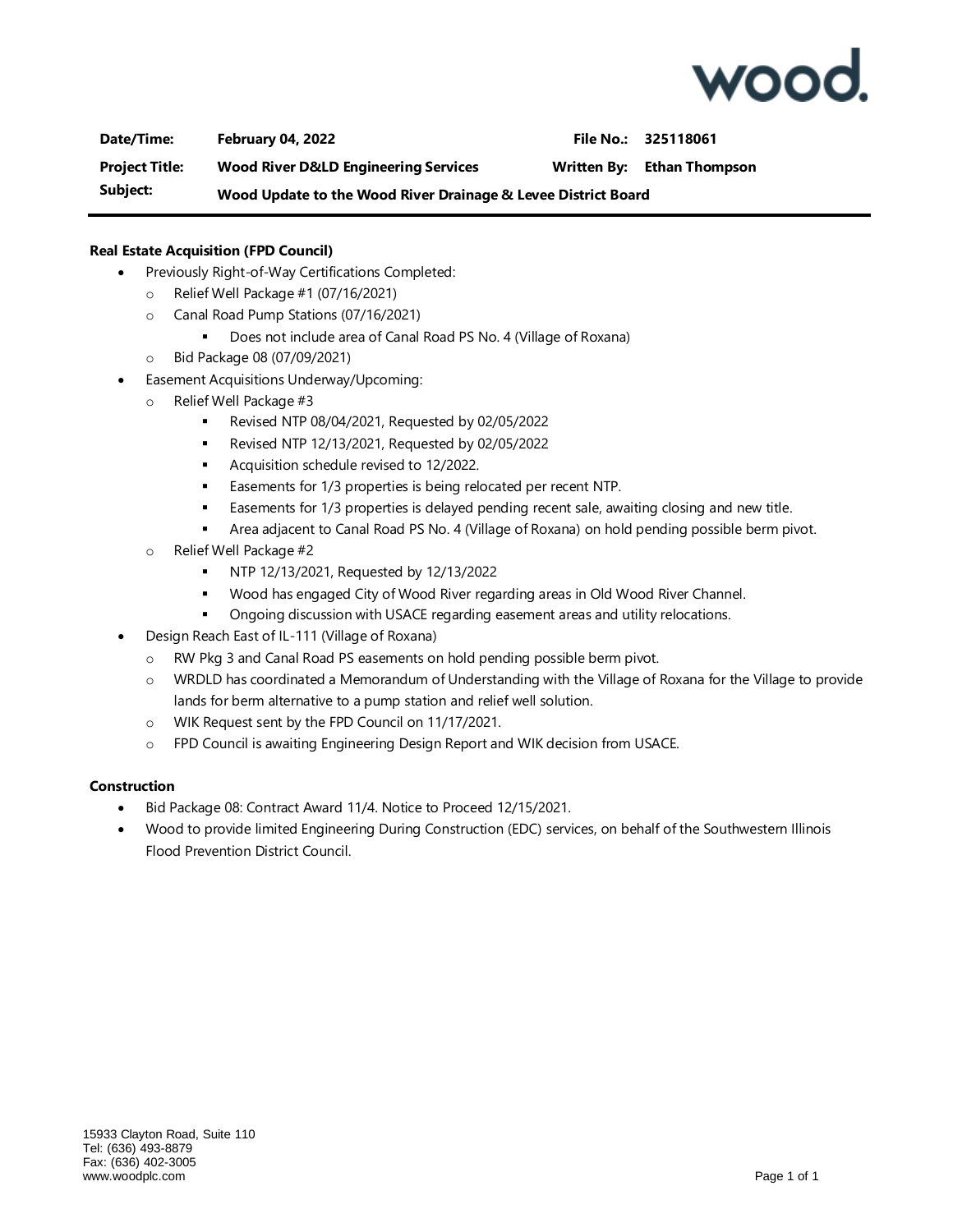| Date/Time: | February 04, 2022 | File No.: | 325118061 |
|---|---|---|---|
| Project Title: | Wood River D&LD Engineering Services | Written By: | Ethan Thompson |
| Subject: | Wood Update to the Wood River Drainage & Levee District Board | | |

**Real Estate Acquisition (FPD Council)**

- Previously Right-of-Way Certifications Completed:
  - Relief Well Package #1 (07/16/2021)
  - Canal Road Pump Stations (07/16/2021)
    - Does not include area of Canal Road PS No. 4 (Village of Roxana)
  - Bid Package 08 (07/09/2021)
- Easement Acquisitions Underway/Upcoming:
  - Relief Well Package #3
    - Revised NTP 08/04/2021, Requested by 02/05/2022
    - Revised NTP 12/13/2021, Requested by 02/05/2022
    - Acquisition schedule revised to 12/2022.
    - Easements for 1/3 properties is being relocated per recent NTP.
    - Easements for 1/3 properties is delayed pending recent sale, awaiting closing and new title.
    - Area adjacent to Canal Road PS No. 4 (Village of Roxana) on hold pending possible berm pivot.
  - Relief Well Package #2
    - NTP 12/13/2021, Requested by 12/13/2022
    - Wood has engaged City of Wood River regarding areas in Old Wood River Channel.
    - Ongoing discussion with USACE regarding easement areas and utility relocations.
- Design Reach East of IL-111 (Village of Roxana)
  - RW Pkg 3 and Canal Road PS easements on hold pending possible berm pivot.
  - WRDLD has coordinated a Memorandum of Understanding with the Village of Roxana for the Village to provide lands for berm alternative to a pump station and relief well solution.
  - WIK Request sent by the FPD Council on 11/17/2021.
  - FPD Council is awaiting Engineering Design Report and WIK decision from USACE.

**Construction**

- Bid Package 08: Contract Award 11/4. Notice to Proceed 12/15/2021.
- Wood to provide limited Engineering During Construction (EDC) services, on behalf of the Southwestern Illinois Flood Prevention District Council.

15933 Clayton Road, Suite 110
Tel: (636) 493-8879
Fax: (636) 402-3005
www.woodplc.com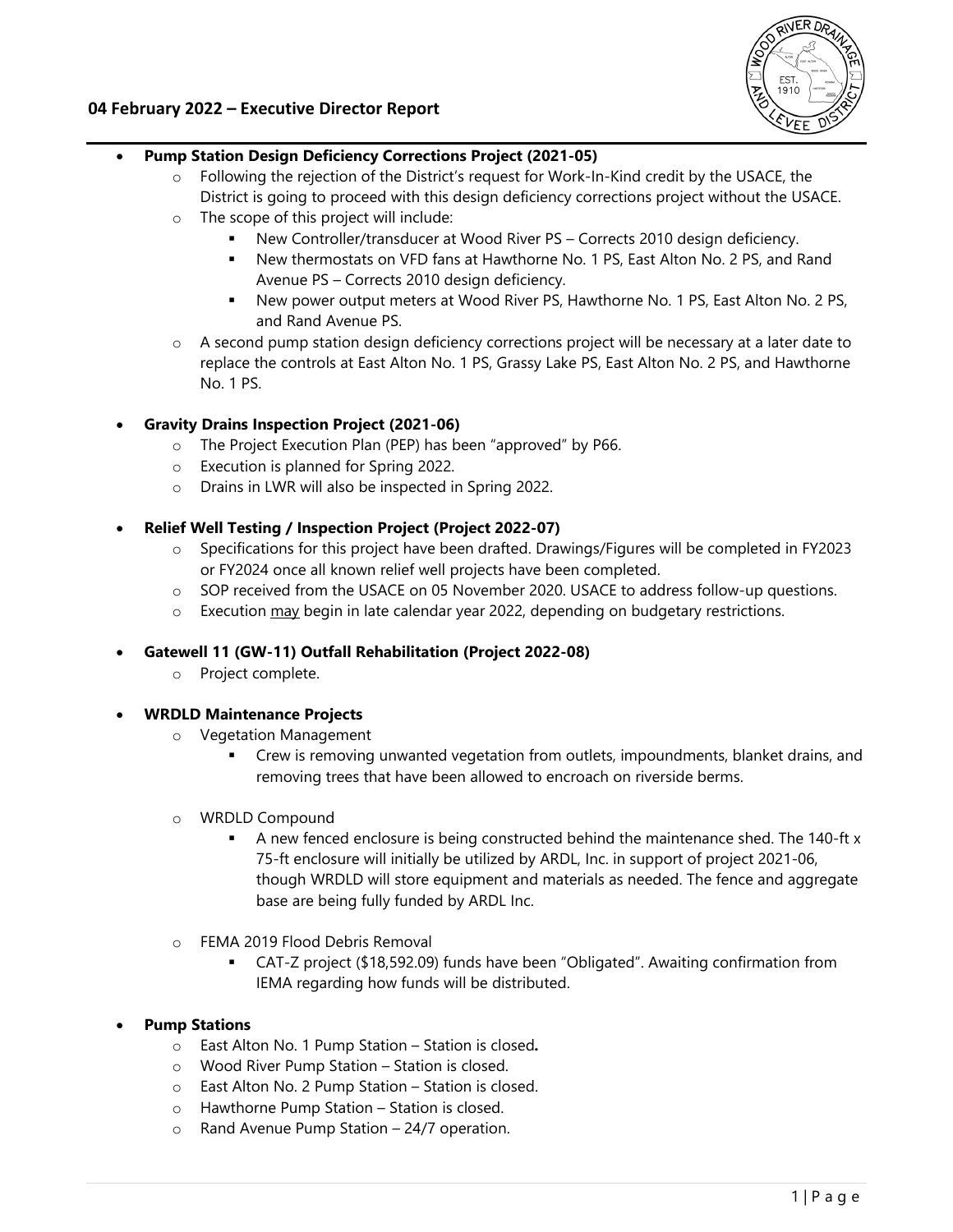## 04 February 2022 – Executive Director Report

- **Pump Station Design Deficiency Corrections Project (2021-05)**
  - Following the rejection of the District's request for Work-In-Kind credit by the USACE, the District is going to proceed with this design deficiency corrections project without the USACE.
  - The scope of this project will include:
    - New Controller/transducer at Wood River PS – Corrects 2010 design deficiency.
    - New thermostats on VFD fans at Hawthorne No. 1 PS, East Alton No. 2 PS, and Rand Avenue PS – Corrects 2010 design deficiency.
    - New power output meters at Wood River PS, Hawthorne No. 1 PS, East Alton No. 2 PS, and Rand Avenue PS.
  - A second pump station design deficiency corrections project will be necessary at a later date to replace the controls at East Alton No. 1 PS, Grassy Lake PS, East Alton No. 2 PS, and Hawthorne No. 1 PS.

- **Gravity Drains Inspection Project (2021-06)**
  - The Project Execution Plan (PEP) has been "approved" by P66.
  - Execution is planned for Spring 2022.
  - Drains in LWR will also be inspected in Spring 2022.

- **Relief Well Testing / Inspection Project (Project 2022-07)**
  - Specifications for this project have been drafted. Drawings/Figures will be completed in FY2023 or FY2024 once all known relief well projects have been completed.
  - SOP received from the USACE on 05 November 2020. USACE to address follow-up questions.
  - Execution <u>may</u> begin in late calendar year 2022, depending on budgetary restrictions.

- **Gatewell 11 (GW-11) Outfall Rehabilitation (Project 2022-08)**
  - Project complete.

- **WRDLD Maintenance Projects**
  - Vegetation Management
    - Crew is removing unwanted vegetation from outlets, impoundments, blanket drains, and removing trees that have been allowed to encroach on riverside berms.
  - WRDLD Compound
    - A new fenced enclosure is being constructed behind the maintenance shed. The 140-ft x 75-ft enclosure will initially be utilized by ARDL, Inc. in support of project 2021-06, though WRDLD will store equipment and materials as needed. The fence and aggregate base are being fully funded by ARDL Inc.
  - FEMA 2019 Flood Debris Removal
    - CAT-Z project ($18,592.09) funds have been "Obligated". Awaiting confirmation from IEMA regarding how funds will be distributed.

- **Pump Stations**
  - East Alton No. 1 Pump Station – Station is closed**.**
  - Wood River Pump Station – Station is closed.
  - East Alton No. 2 Pump Station – Station is closed.
  - Hawthorne Pump Station – Station is closed.
  - Rand Avenue Pump Station – 24/7 operation.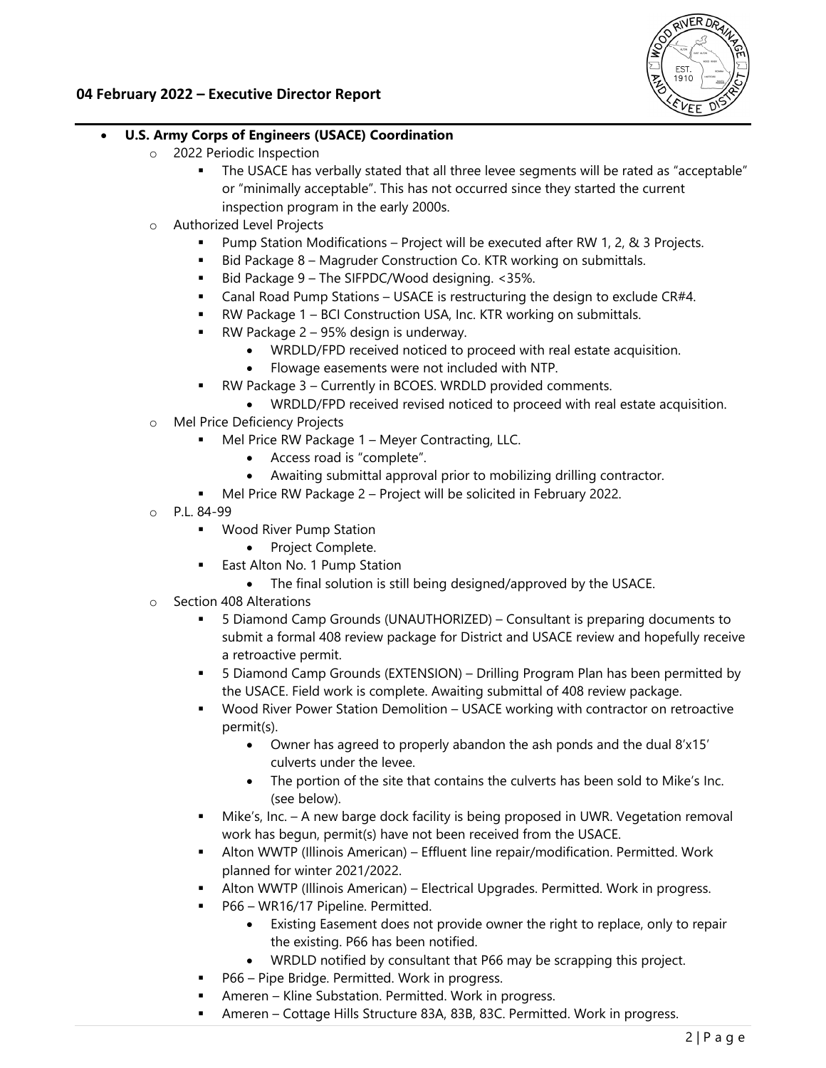**04 February 2022 – Executive Director Report**

- **U.S. Army Corps of Engineers (USACE) Coordination**
  - 2022 Periodic Inspection
    - The USACE has verbally stated that all three levee segments will be rated as "acceptable" or "minimally acceptable". This has not occurred since they started the current inspection program in the early 2000s.
  - Authorized Level Projects
    - Pump Station Modifications – Project will be executed after RW 1, 2, & 3 Projects.
    - Bid Package 8 – Magruder Construction Co. KTR working on submittals.
    - Bid Package 9 – The SIFPDC/Wood designing. <35%.
    - Canal Road Pump Stations – USACE is restructuring the design to exclude CR#4.
    - RW Package 1 – BCI Construction USA, Inc. KTR working on submittals.
    - RW Package 2 – 95% design is underway.
      - WRDLD/FPD received noticed to proceed with real estate acquisition.
      - Flowage easements were not included with NTP.
    - RW Package 3 – Currently in BCOES. WRDLD provided comments.
      - WRDLD/FPD received revised noticed to proceed with real estate acquisition.
  - Mel Price Deficiency Projects
    - Mel Price RW Package 1 – Meyer Contracting, LLC.
      - Access road is "complete".
      - Awaiting submittal approval prior to mobilizing drilling contractor.
    - Mel Price RW Package 2 – Project will be solicited in February 2022.
  - P.L. 84-99
    - Wood River Pump Station
      - Project Complete.
    - East Alton No. 1 Pump Station
      - The final solution is still being designed/approved by the USACE.
  - Section 408 Alterations
    - 5 Diamond Camp Grounds (UNAUTHORIZED) – Consultant is preparing documents to submit a formal 408 review package for District and USACE review and hopefully receive a retroactive permit.
    - 5 Diamond Camp Grounds (EXTENSION) – Drilling Program Plan has been permitted by the USACE. Field work is complete. Awaiting submittal of 408 review package.
    - Wood River Power Station Demolition – USACE working with contractor on retroactive permit(s).
      - Owner has agreed to properly abandon the ash ponds and the dual 8'x15' culverts under the levee.
      - The portion of the site that contains the culverts has been sold to Mike's Inc. (see below).
    - Mike's, Inc. – A new barge dock facility is being proposed in UWR. Vegetation removal work has begun, permit(s) have not been received from the USACE.
    - Alton WWTP (Illinois American) – Effluent line repair/modification. Permitted. Work planned for winter 2021/2022.
    - Alton WWTP (Illinois American) – Electrical Upgrades. Permitted. Work in progress.
    - P66 – WR16/17 Pipeline. Permitted.
      - Existing Easement does not provide owner the right to replace, only to repair the existing. P66 has been notified.
      - WRDLD notified by consultant that P66 may be scrapping this project.
    - P66 – Pipe Bridge. Permitted. Work in progress.
    - Ameren – Kline Substation. Permitted. Work in progress.
    - Ameren – Cottage Hills Structure 83A, 83B, 83C. Permitted. Work in progress.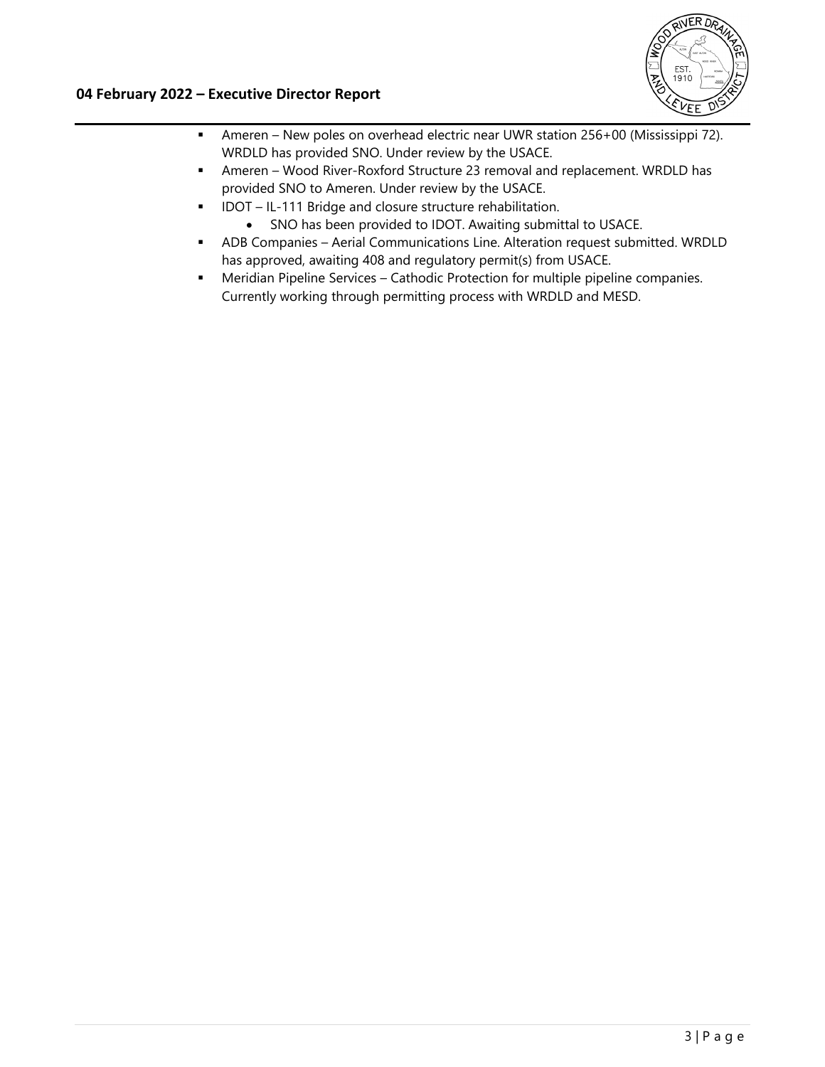- Ameren – New poles on overhead electric near UWR station 256+00 (Mississippi 72). WRDLD has provided SNO. Under review by the USACE.
- Ameren – Wood River-Roxford Structure 23 removal and replacement. WRDLD has provided SNO to Ameren. Under review by the USACE.
- IDOT – IL-111 Bridge and closure structure rehabilitation.
  - SNO has been provided to IDOT. Awaiting submittal to USACE.
- ADB Companies – Aerial Communications Line. Alteration request submitted. WRDLD has approved, awaiting 408 and regulatory permit(s) from USACE.
- Meridian Pipeline Services – Cathodic Protection for multiple pipeline companies. Currently working through permitting process with WRDLD and MESD.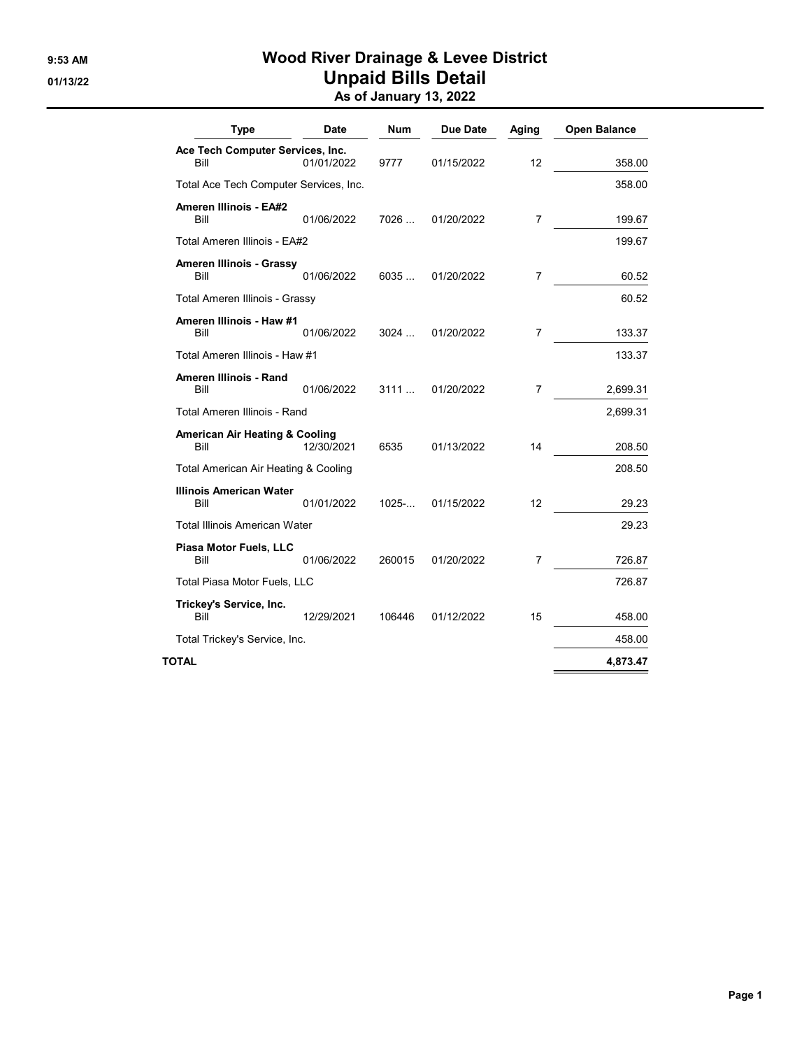# Wood River Drainage & Levee District

## Unpaid Bills Detail

### As of January 13, 2022

9:53 AM
01/13/22

| Type | Date | Num | Due Date | Aging | Open Balance |
|---|---|---|---|---|---|
| **Ace Tech Computer Services, Inc.** | | | | | |
| Bill | 01/01/2022 | 9777 | 01/15/2022 | 12 | 358.00 |
| Total Ace Tech Computer Services, Inc. | | | | | 358.00 |
| **Ameren Illinois - EA#2** | | | | | |
| Bill | 01/06/2022 | 7026 ... | 01/20/2022 | 7 | 199.67 |
| Total Ameren Illinois - EA#2 | | | | | 199.67 |
| **Ameren Illinois - Grassy** | | | | | |
| Bill | 01/06/2022 | 6035 ... | 01/20/2022 | 7 | 60.52 |
| Total Ameren Illinois - Grassy | | | | | 60.52 |
| **Ameren Illinois - Haw #1** | | | | | |
| Bill | 01/06/2022 | 3024 ... | 01/20/2022 | 7 | 133.37 |
| Total Ameren Illinois - Haw #1 | | | | | 133.37 |
| **Ameren Illinois - Rand** | | | | | |
| Bill | 01/06/2022 | 3111 ... | 01/20/2022 | 7 | 2,699.31 |
| Total Ameren Illinois - Rand | | | | | 2,699.31 |
| **American Air Heating & Cooling** | | | | | |
| Bill | 12/30/2021 | 6535 | 01/13/2022 | 14 | 208.50 |
| Total American Air Heating & Cooling | | | | | 208.50 |
| **Illinois American Water** | | | | | |
| Bill | 01/01/2022 | 1025-... | 01/15/2022 | 12 | 29.23 |
| Total Illinois American Water | | | | | 29.23 |
| **Piasa Motor Fuels, LLC** | | | | | |
| Bill | 01/06/2022 | 260015 | 01/20/2022 | 7 | 726.87 |
| Total Piasa Motor Fuels, LLC | | | | | 726.87 |
| **Trickey's Service, Inc.** | | | | | |
| Bill | 12/29/2021 | 106446 | 01/12/2022 | 15 | 458.00 |
| Total Trickey's Service, Inc. | | | | | 458.00 |
| **TOTAL** | | | | | **4,873.47** |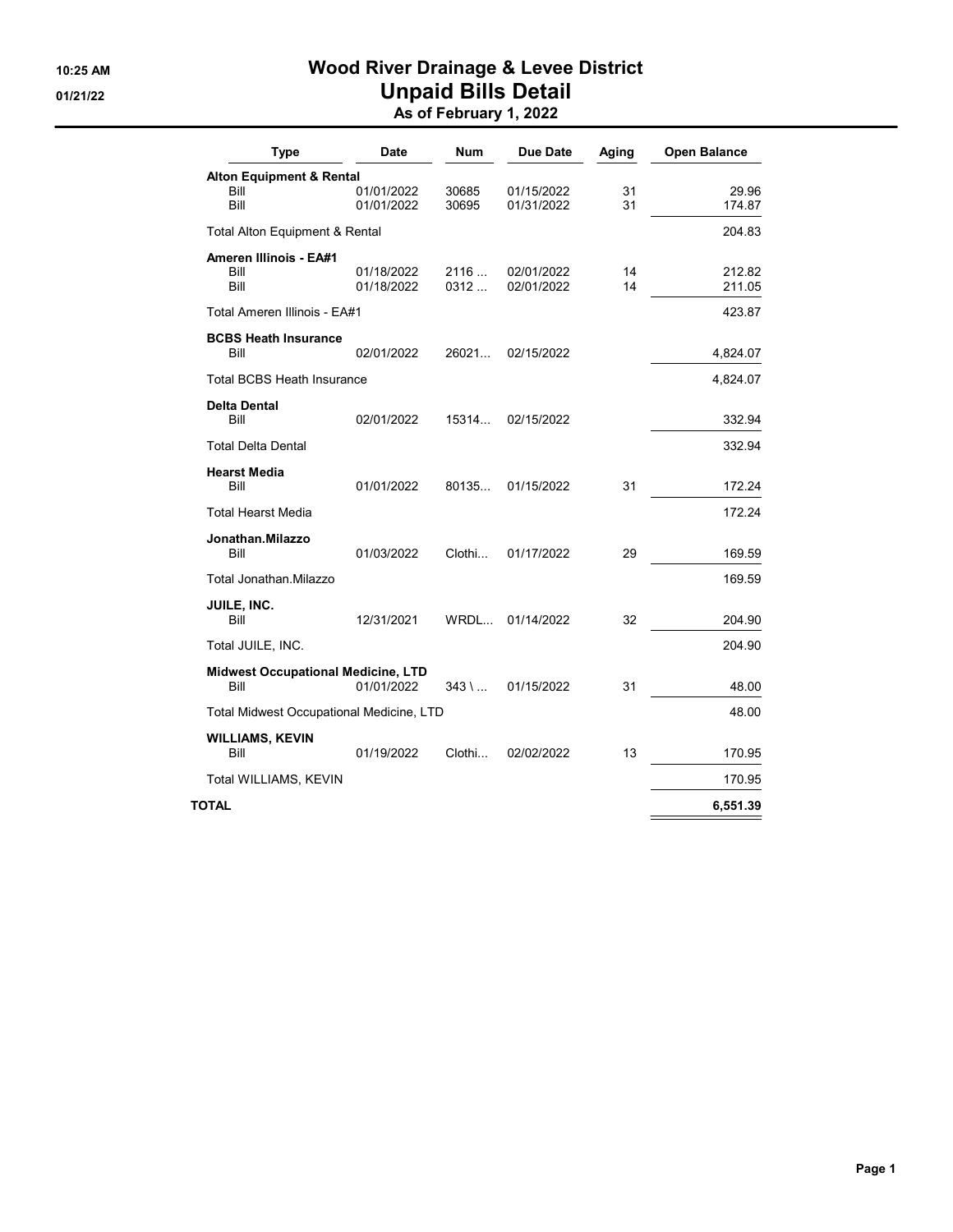# Wood River Drainage & Levee District

## Unpaid Bills Detail

### As of February 1, 2022

10:25 AM
01/21/22

| Type | Date | Num | Due Date | Aging | Open Balance |
|---|---|---|---|---|---|
| **Alton Equipment & Rental** | | | | | |
| Bill | 01/01/2022 | 30685 | 01/15/2022 | 31 | 29.96 |
| Bill | 01/01/2022 | 30695 | 01/31/2022 | 31 | 174.87 |
| Total Alton Equipment & Rental | | | | | 204.83 |
| **Ameren Illinois - EA#1** | | | | | |
| Bill | 01/18/2022 | 2116 ... | 02/01/2022 | 14 | 212.82 |
| Bill | 01/18/2022 | 0312 ... | 02/01/2022 | 14 | 211.05 |
| Total Ameren Illinois - EA#1 | | | | | 423.87 |
| **BCBS Heath Insurance** | | | | | |
| Bill | 02/01/2022 | 26021... | 02/15/2022 | | 4,824.07 |
| Total BCBS Heath Insurance | | | | | 4,824.07 |
| **Delta Dental** | | | | | |
| Bill | 02/01/2022 | 15314... | 02/15/2022 | | 332.94 |
| Total Delta Dental | | | | | 332.94 |
| **Hearst Media** | | | | | |
| Bill | 01/01/2022 | 80135... | 01/15/2022 | 31 | 172.24 |
| Total Hearst Media | | | | | 172.24 |
| **Jonathan.Milazzo** | | | | | |
| Bill | 01/03/2022 | Clothi... | 01/17/2022 | 29 | 169.59 |
| Total Jonathan.Milazzo | | | | | 169.59 |
| **JUILE, INC.** | | | | | |
| Bill | 12/31/2021 | WRDL... | 01/14/2022 | 32 | 204.90 |
| Total JUILE, INC. | | | | | 204.90 |
| **Midwest Occupational Medicine, LTD** | | | | | |
| Bill | 01/01/2022 | 343 \ ... | 01/15/2022 | 31 | 48.00 |
| Total Midwest Occupational Medicine, LTD | | | | | 48.00 |
| **WILLIAMS, KEVIN** | | | | | |
| Bill | 01/19/2022 | Clothi... | 02/02/2022 | 13 | 170.95 |
| Total WILLIAMS, KEVIN | | | | | 170.95 |
| **TOTAL** | | | | | **6,551.39** |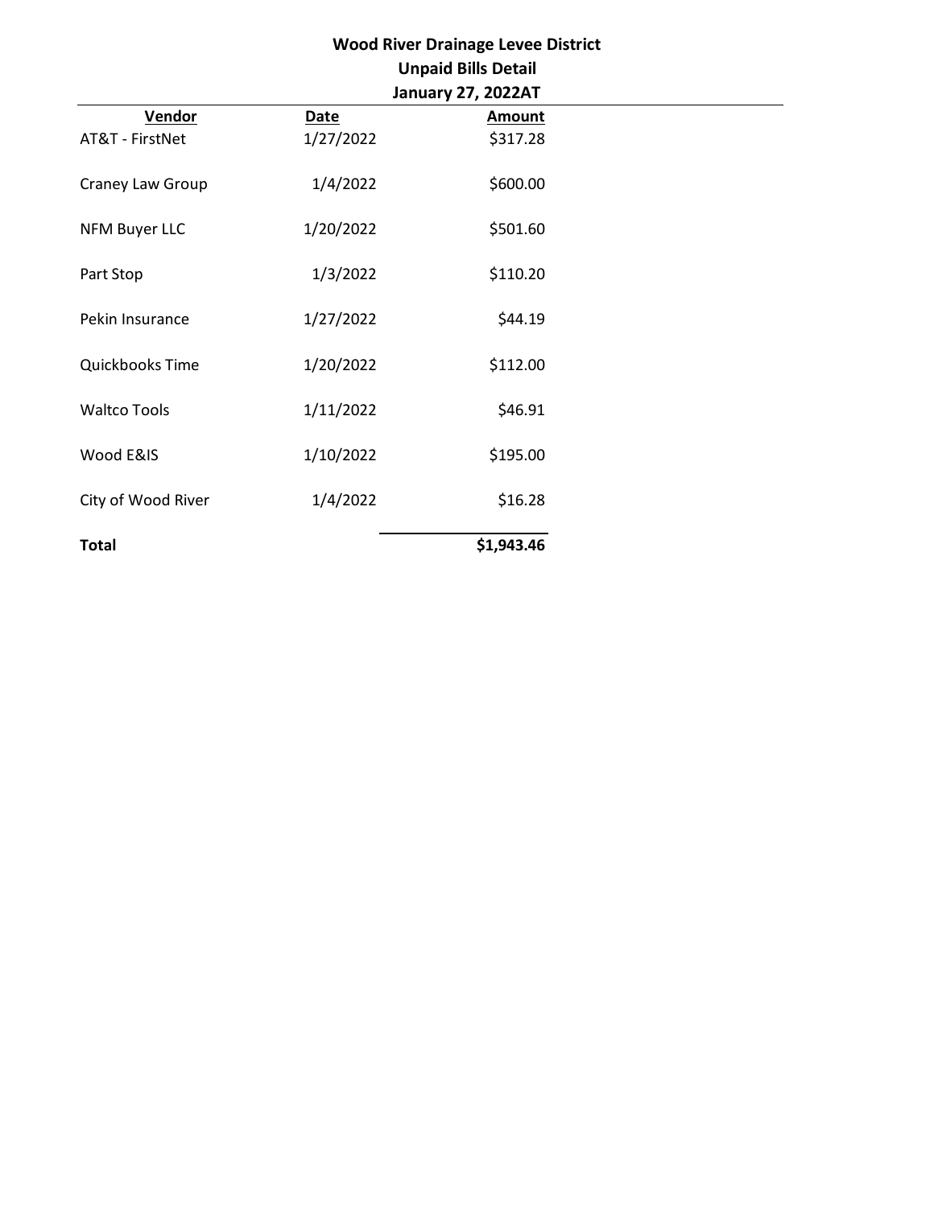**Wood River Drainage Levee District**
**Unpaid Bills Detail**
**January 27, 2022AT**

| Vendor | Date | Amount |
|---|---|---|
| AT&T - FirstNet | 1/27/2022 | $317.28 |
| Craney Law Group | 1/4/2022 | $600.00 |
| NFM Buyer LLC | 1/20/2022 | $501.60 |
| Part Stop | 1/3/2022 | $110.20 |
| Pekin Insurance | 1/27/2022 | $44.19 |
| Quickbooks Time | 1/20/2022 | $112.00 |
| Waltco Tools | 1/11/2022 | $46.91 |
| Wood E&IS | 1/10/2022 | $195.00 |
| City of Wood River | 1/4/2022 | $16.28 |
| **Total** | | **$1,943.46** |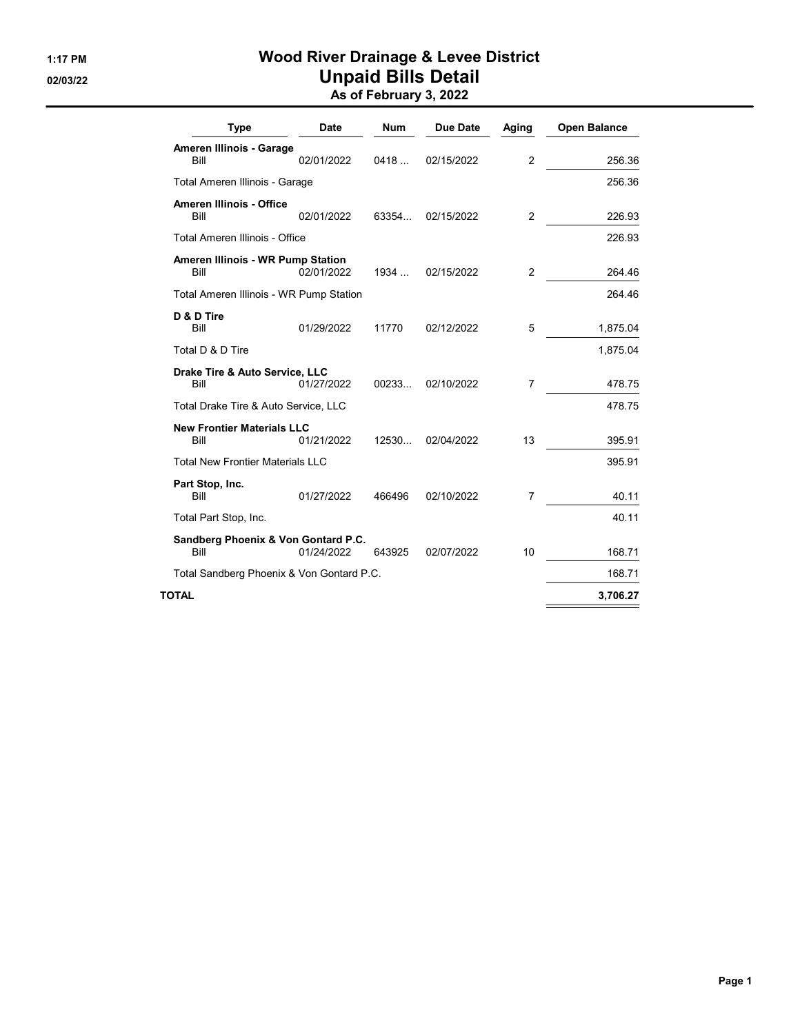# Wood River Drainage & Levee District
## Unpaid Bills Detail
### As of February 3, 2022

1:17 PM
02/03/22

| Type | Date | Num | Due Date | Aging | Open Balance |
|---|---|---|---|---|---|
| **Ameren Illinois - Garage** | | | | | |
| Bill | 02/01/2022 | 0418 ... | 02/15/2022 | 2 | 256.36 |
| Total Ameren Illinois - Garage | | | | | 256.36 |
| **Ameren Illinois - Office** | | | | | |
| Bill | 02/01/2022 | 63354... | 02/15/2022 | 2 | 226.93 |
| Total Ameren Illinois - Office | | | | | 226.93 |
| **Ameren Illinois - WR Pump Station** | | | | | |
| Bill | 02/01/2022 | 1934 ... | 02/15/2022 | 2 | 264.46 |
| Total Ameren Illinois - WR Pump Station | | | | | 264.46 |
| **D & D Tire** | | | | | |
| Bill | 01/29/2022 | 11770 | 02/12/2022 | 5 | 1,875.04 |
| Total D & D Tire | | | | | 1,875.04 |
| **Drake Tire & Auto Service, LLC** | | | | | |
| Bill | 01/27/2022 | 00233... | 02/10/2022 | 7 | 478.75 |
| Total Drake Tire & Auto Service, LLC | | | | | 478.75 |
| **New Frontier Materials LLC** | | | | | |
| Bill | 01/21/2022 | 12530... | 02/04/2022 | 13 | 395.91 |
| Total New Frontier Materials LLC | | | | | 395.91 |
| **Part Stop, Inc.** | | | | | |
| Bill | 01/27/2022 | 466496 | 02/10/2022 | 7 | 40.11 |
| Total Part Stop, Inc. | | | | | 40.11 |
| **Sandberg Phoenix & Von Gontard P.C.** | | | | | |
| Bill | 01/24/2022 | 643925 | 02/07/2022 | 10 | 168.71 |
| Total Sandberg Phoenix & Von Gontard P.C. | | | | | 168.71 |
| **TOTAL** | | | | | **3,706.27** |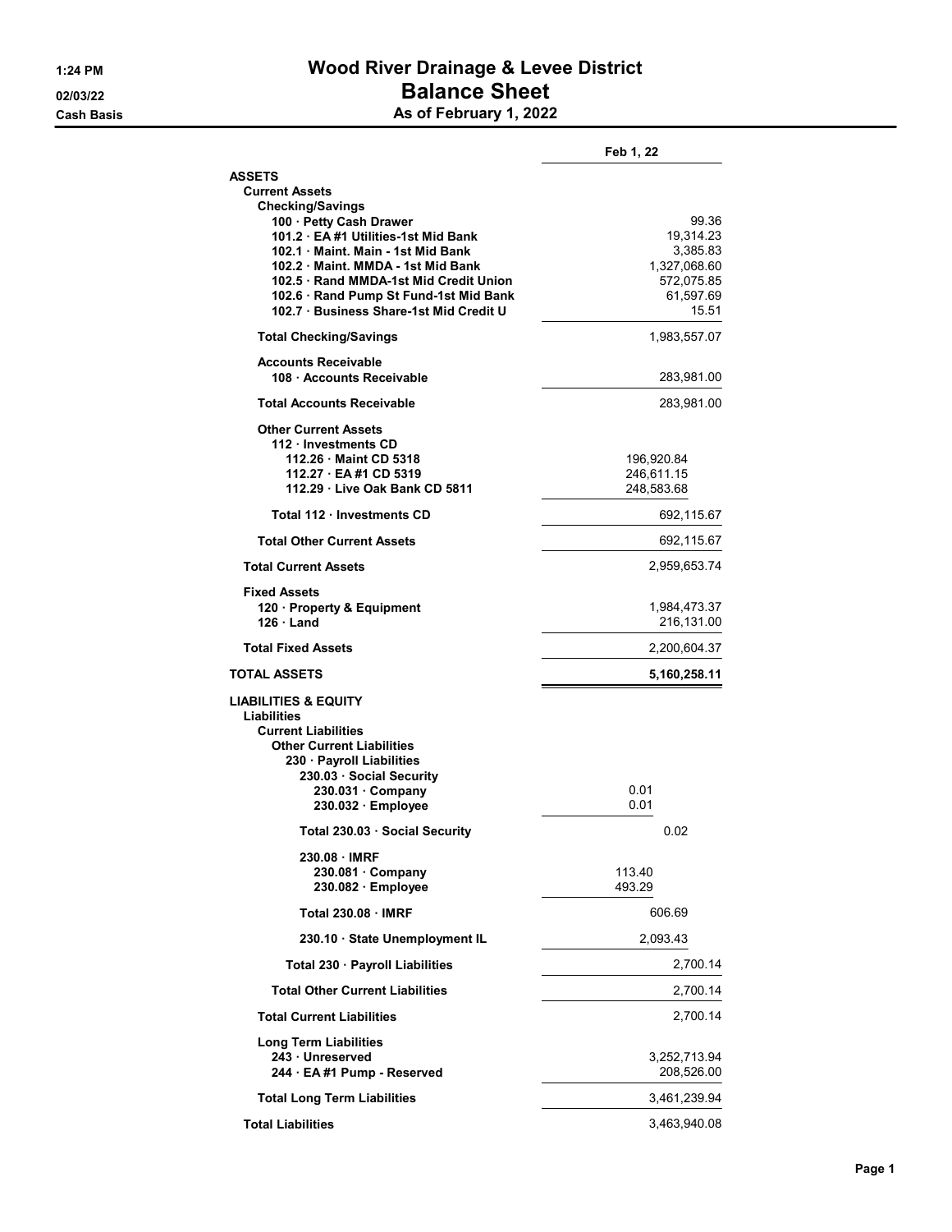# Wood River Drainage & Levee District

## Balance Sheet

### As of February 1, 2022

1:24 PM
02/03/22
Cash Basis

| | | Feb 1, 22 |
|---|---|---|
| **ASSETS** | | |
| **Current Assets** | | |
| **Checking/Savings** | | |
| 100 · Petty Cash Drawer | | 99.36 |
| 101.2 · EA #1 Utilities-1st Mid Bank | | 19,314.23 |
| 102.1 · Maint. Main - 1st Mid Bank | | 3,385.83 |
| 102.2 · Maint. MMDA - 1st Mid Bank | | 1,327,068.60 |
| 102.5 · Rand MMDA-1st Mid Credit Union | | 572,075.85 |
| 102.6 · Rand Pump St Fund-1st Mid Bank | | 61,597.69 |
| 102.7 · Business Share-1st Mid Credit U | | 15.51 |
| **Total Checking/Savings** | | 1,983,557.07 |
| **Accounts Receivable** | | |
| 108 · Accounts Receivable | | 283,981.00 |
| **Total Accounts Receivable** | | 283,981.00 |
| **Other Current Assets** | | |
| 112 · Investments CD | | |
| 112.26 · Maint CD 5318 | 196,920.84 | |
| 112.27 · EA #1 CD 5319 | 246,611.15 | |
| 112.29 · Live Oak Bank CD 5811 | 248,583.68 | |
| **Total 112 · Investments CD** | | 692,115.67 |
| **Total Other Current Assets** | | 692,115.67 |
| **Total Current Assets** | | 2,959,653.74 |
| **Fixed Assets** | | |
| 120 · Property & Equipment | | 1,984,473.37 |
| 126 · Land | | 216,131.00 |
| **Total Fixed Assets** | | 2,200,604.37 |
| **TOTAL ASSETS** | | **5,160,258.11** |
| **LIABILITIES & EQUITY** | | |
| **Liabilities** | | |
| **Current Liabilities** | | |
| **Other Current Liabilities** | | |
| 230 · Payroll Liabilities | | |
| 230.03 · Social Security | | |
| 230.031 · Company | 0.01 | |
| 230.032 · Employee | 0.01 | |
| **Total 230.03 · Social Security** | 0.02 | |
| 230.08 · IMRF | | |
| 230.081 · Company | 113.40 | |
| 230.082 · Employee | 493.29 | |
| **Total 230.08 · IMRF** | 606.69 | |
| 230.10 · State Unemployment IL | 2,093.43 | |
| **Total 230 · Payroll Liabilities** | | 2,700.14 |
| **Total Other Current Liabilities** | | 2,700.14 |
| **Total Current Liabilities** | | 2,700.14 |
| **Long Term Liabilities** | | |
| 243 · Unreserved | | 3,252,713.94 |
| 244 · EA #1 Pump - Reserved | | 208,526.00 |
| **Total Long Term Liabilities** | | 3,461,239.94 |
| **Total Liabilities** | | 3,463,940.08 |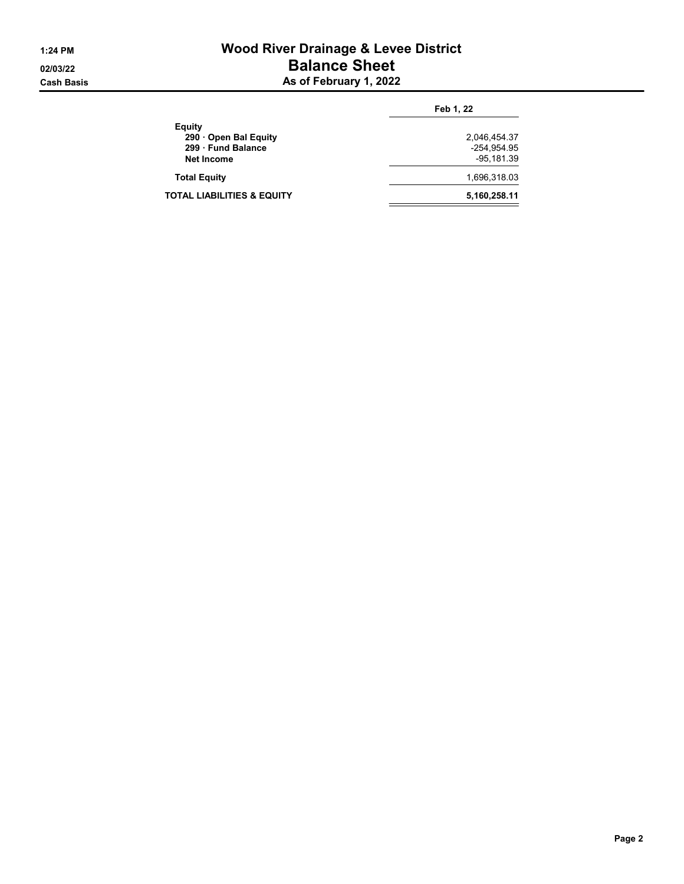# Wood River Drainage & Levee District

## Balance Sheet

### As of February 1, 2022

1:24 PM
02/03/22
Cash Basis

| | Feb 1, 22 |
|---|---|
| **Equity** | |
| **290 · Open Bal Equity** | 2,046,454.37 |
| **299 · Fund Balance** | -254,954.95 |
| **Net Income** | -95,181.39 |
| **Total Equity** | 1,696,318.03 |
| **TOTAL LIABILITIES & EQUITY** | **5,160,258.11** |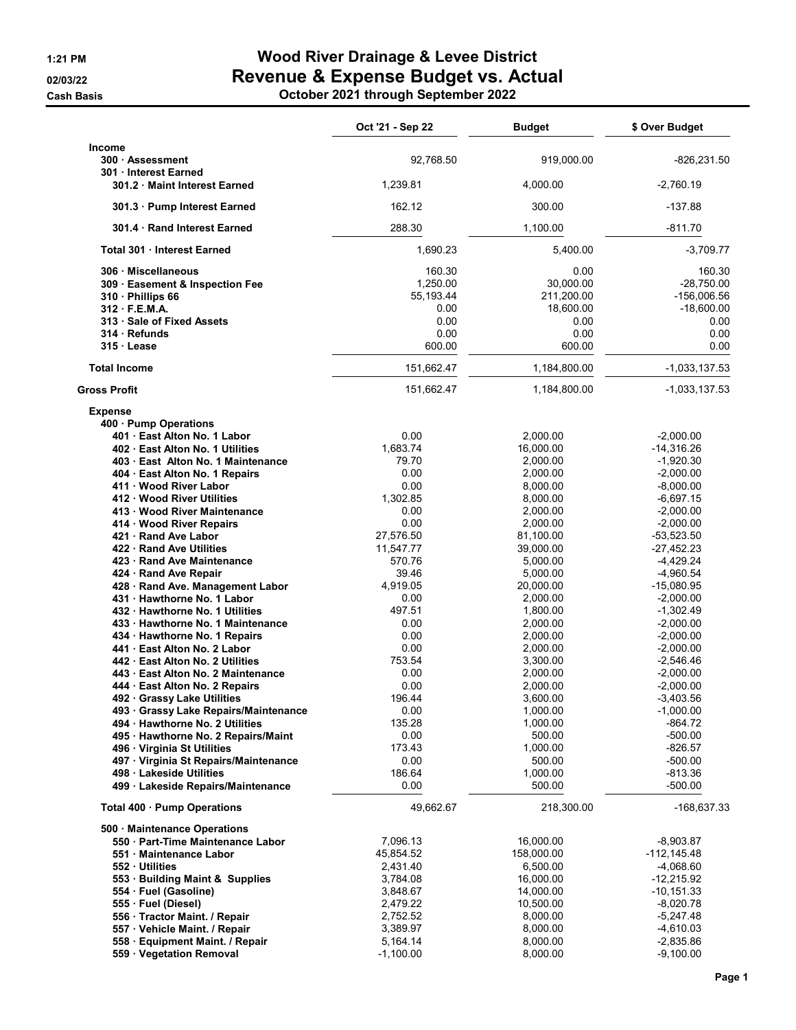# Wood River Drainage & Levee District
## Revenue & Expense Budget vs. Actual
### October 2021 through September 2022

1:21 PM
02/03/22
Cash Basis

| | Oct '21 - Sep 22 | Budget | $ Over Budget |
|---|---|---|---|
| **Income** | | | |
| 300 · Assessment | 92,768.50 | 919,000.00 | -826,231.50 |
| 301 · Interest Earned | | | |
| 301.2 · Maint Interest Earned | 1,239.81 | 4,000.00 | -2,760.19 |
| 301.3 · Pump Interest Earned | 162.12 | 300.00 | -137.88 |
| 301.4 · Rand Interest Earned | 288.30 | 1,100.00 | -811.70 |
| Total 301 · Interest Earned | 1,690.23 | 5,400.00 | -3,709.77 |
| 306 · Miscellaneous | 160.30 | 0.00 | 160.30 |
| 309 · Easement & Inspection Fee | 1,250.00 | 30,000.00 | -28,750.00 |
| 310 · Phillips 66 | 55,193.44 | 211,200.00 | -156,006.56 |
| 312 · F.E.M.A. | 0.00 | 18,600.00 | -18,600.00 |
| 313 · Sale of Fixed Assets | 0.00 | 0.00 | 0.00 |
| 314 · Refunds | 0.00 | 0.00 | 0.00 |
| 315 · Lease | 600.00 | 600.00 | 0.00 |
| **Total Income** | 151,662.47 | 1,184,800.00 | -1,033,137.53 |
| **Gross Profit** | 151,662.47 | 1,184,800.00 | -1,033,137.53 |
| **Expense** | | | |
| 400 · Pump Operations | | | |
| 401 · East Alton No. 1 Labor | 0.00 | 2,000.00 | -2,000.00 |
| 402 · East Alton No. 1 Utilities | 1,683.74 | 16,000.00 | -14,316.26 |
| 403 · East Alton No. 1 Maintenance | 79.70 | 2,000.00 | -1,920.30 |
| 404 · East Alton No. 1 Repairs | 0.00 | 2,000.00 | -2,000.00 |
| 411 · Wood River Labor | 0.00 | 8,000.00 | -8,000.00 |
| 412 · Wood River Utilities | 1,302.85 | 8,000.00 | -6,697.15 |
| 413 · Wood River Maintenance | 0.00 | 2,000.00 | -2,000.00 |
| 414 · Wood River Repairs | 0.00 | 2,000.00 | -2,000.00 |
| 421 · Rand Ave Labor | 27,576.50 | 81,100.00 | -53,523.50 |
| 422 · Rand Ave Utilities | 11,547.77 | 39,000.00 | -27,452.23 |
| 423 · Rand Ave Maintenance | 570.76 | 5,000.00 | -4,429.24 |
| 424 · Rand Ave Repair | 39.46 | 5,000.00 | -4,960.54 |
| 428 · Rand Ave. Management Labor | 4,919.05 | 20,000.00 | -15,080.95 |
| 431 · Hawthorne No. 1 Labor | 0.00 | 2,000.00 | -2,000.00 |
| 432 · Hawthorne No. 1 Utilities | 497.51 | 1,800.00 | -1,302.49 |
| 433 · Hawthorne No. 1 Maintenance | 0.00 | 2,000.00 | -2,000.00 |
| 434 · Hawthorne No. 1 Repairs | 0.00 | 2,000.00 | -2,000.00 |
| 441 · East Alton No. 2 Labor | 0.00 | 2,000.00 | -2,000.00 |
| 442 · East Alton No. 2 Utilities | 753.54 | 3,300.00 | -2,546.46 |
| 443 · East Alton No. 2 Maintenance | 0.00 | 2,000.00 | -2,000.00 |
| 444 · East Alton No. 2 Repairs | 0.00 | 2,000.00 | -2,000.00 |
| 492 · Grassy Lake Utilities | 196.44 | 3,600.00 | -3,403.56 |
| 493 · Grassy Lake Repairs/Maintenance | 0.00 | 1,000.00 | -1,000.00 |
| 494 · Hawthorne No. 2 Utilities | 135.28 | 1,000.00 | -864.72 |
| 495 · Hawthorne No. 2 Repairs/Maint | 0.00 | 500.00 | -500.00 |
| 496 · Virginia St Utilities | 173.43 | 1,000.00 | -826.57 |
| 497 · Virginia St Repairs/Maintenance | 0.00 | 500.00 | -500.00 |
| 498 · Lakeside Utilities | 186.64 | 1,000.00 | -813.36 |
| 499 · Lakeside Repairs/Maintenance | 0.00 | 500.00 | -500.00 |
| Total 400 · Pump Operations | 49,662.67 | 218,300.00 | -168,637.33 |
| 500 · Maintenance Operations | | | |
| 550 · Part-Time Maintenance Labor | 7,096.13 | 16,000.00 | -8,903.87 |
| 551 · Maintenance Labor | 45,854.52 | 158,000.00 | -112,145.48 |
| 552 · Utilities | 2,431.40 | 6,500.00 | -4,068.60 |
| 553 · Building Maint & Supplies | 3,784.08 | 16,000.00 | -12,215.92 |
| 554 · Fuel (Gasoline) | 3,848.67 | 14,000.00 | -10,151.33 |
| 555 · Fuel (Diesel) | 2,479.22 | 10,500.00 | -8,020.78 |
| 556 · Tractor Maint. / Repair | 2,752.52 | 8,000.00 | -5,247.48 |
| 557 · Vehicle Maint. / Repair | 3,389.97 | 8,000.00 | -4,610.03 |
| 558 · Equipment Maint. / Repair | 5,164.14 | 8,000.00 | -2,835.86 |
| 559 · Vegetation Removal | -1,100.00 | 8,000.00 | -9,100.00 |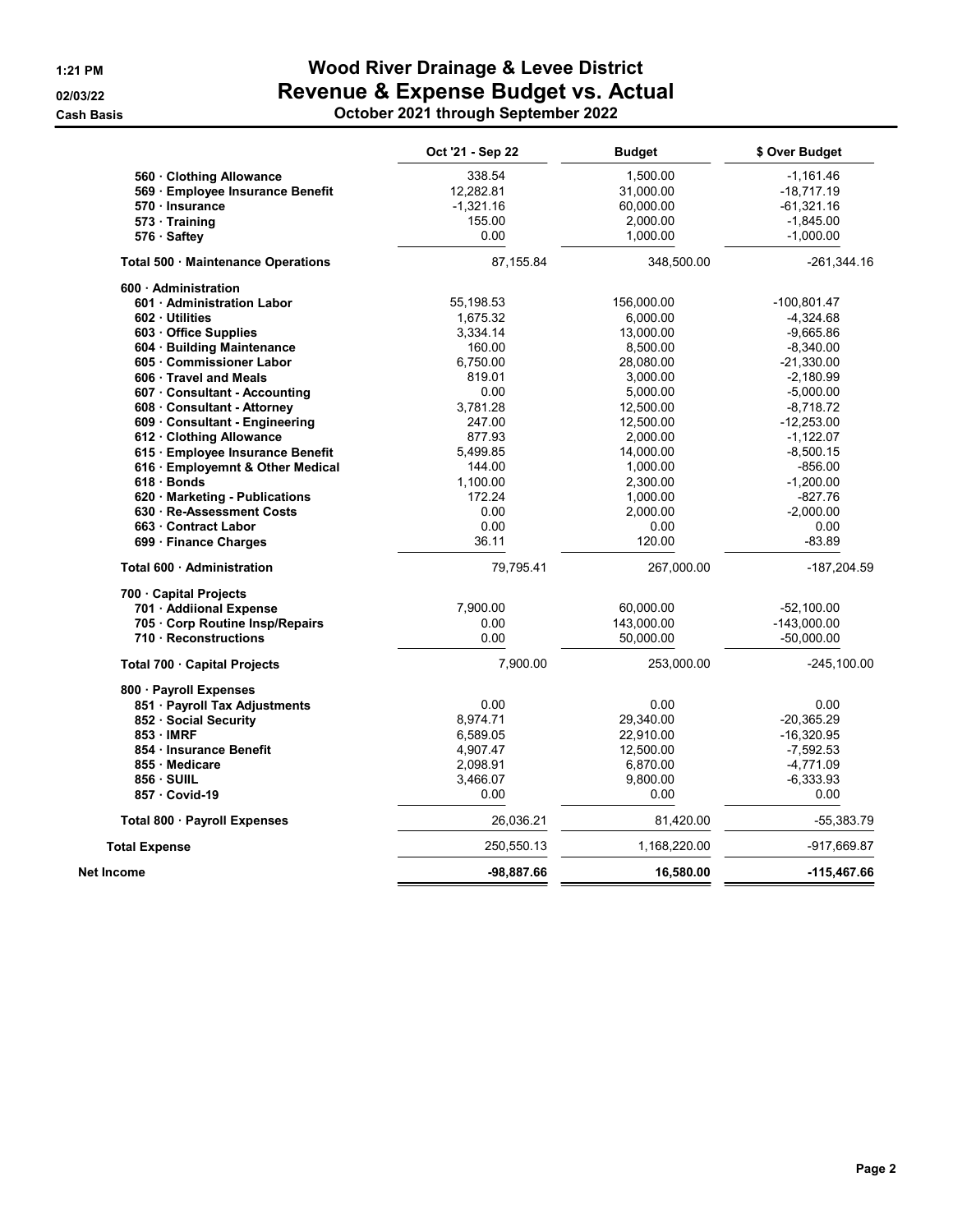# Wood River Drainage & Levee District

## Revenue & Expense Budget vs. Actual

**October 2021 through September 2022**

1:21 PM
02/03/22
Cash Basis

| | Oct '21 - Sep 22 | Budget | $ Over Budget |
|---|---|---|---|
| 560 · Clothing Allowance | 338.54 | 1,500.00 | -1,161.46 |
| 569 · Employee Insurance Benefit | 12,282.81 | 31,000.00 | -18,717.19 |
| 570 · Insurance | -1,321.16 | 60,000.00 | -61,321.16 |
| 573 · Training | 155.00 | 2,000.00 | -1,845.00 |
| 576 · Saftey | 0.00 | 1,000.00 | -1,000.00 |
| **Total 500 · Maintenance Operations** | 87,155.84 | 348,500.00 | -261,344.16 |
| **600 · Administration** | | | |
| 601 · Administration Labor | 55,198.53 | 156,000.00 | -100,801.47 |
| 602 · Utilities | 1,675.32 | 6,000.00 | -4,324.68 |
| 603 · Office Supplies | 3,334.14 | 13,000.00 | -9,665.86 |
| 604 · Building Maintenance | 160.00 | 8,500.00 | -8,340.00 |
| 605 · Commissioner Labor | 6,750.00 | 28,080.00 | -21,330.00 |
| 606 · Travel and Meals | 819.01 | 3,000.00 | -2,180.99 |
| 607 · Consultant - Accounting | 0.00 | 5,000.00 | -5,000.00 |
| 608 · Consultant - Attorney | 3,781.28 | 12,500.00 | -8,718.72 |
| 609 · Consultant - Engineering | 247.00 | 12,500.00 | -12,253.00 |
| 612 · Clothing Allowance | 877.93 | 2,000.00 | -1,122.07 |
| 615 · Employee Insurance Benefit | 5,499.85 | 14,000.00 | -8,500.15 |
| 616 · Employemnt & Other Medical | 144.00 | 1,000.00 | -856.00 |
| 618 · Bonds | 1,100.00 | 2,300.00 | -1,200.00 |
| 620 · Marketing - Publications | 172.24 | 1,000.00 | -827.76 |
| 630 · Re-Assessment Costs | 0.00 | 2,000.00 | -2,000.00 |
| 663 · Contract Labor | 0.00 | 0.00 | 0.00 |
| 699 · Finance Charges | 36.11 | 120.00 | -83.89 |
| **Total 600 · Administration** | 79,795.41 | 267,000.00 | -187,204.59 |
| **700 · Capital Projects** | | | |
| 701 · Addiional Expense | 7,900.00 | 60,000.00 | -52,100.00 |
| 705 · Corp Routine Insp/Repairs | 0.00 | 143,000.00 | -143,000.00 |
| 710 · Reconstructions | 0.00 | 50,000.00 | -50,000.00 |
| **Total 700 · Capital Projects** | 7,900.00 | 253,000.00 | -245,100.00 |
| **800 · Payroll Expenses** | | | |
| 851 · Payroll Tax Adjustments | 0.00 | 0.00 | 0.00 |
| 852 · Social Security | 8,974.71 | 29,340.00 | -20,365.29 |
| 853 · IMRF | 6,589.05 | 22,910.00 | -16,320.95 |
| 854 · Insurance Benefit | 4,907.47 | 12,500.00 | -7,592.53 |
| 855 · Medicare | 2,098.91 | 6,870.00 | -4,771.09 |
| 856 · SUIIL | 3,466.07 | 9,800.00 | -6,333.93 |
| 857 · Covid-19 | 0.00 | 0.00 | 0.00 |
| **Total 800 · Payroll Expenses** | 26,036.21 | 81,420.00 | -55,383.79 |
| **Total Expense** | 250,550.13 | 1,168,220.00 | -917,669.87 |
| **Net Income** | **-98,887.66** | **16,580.00** | **-115,467.66** |